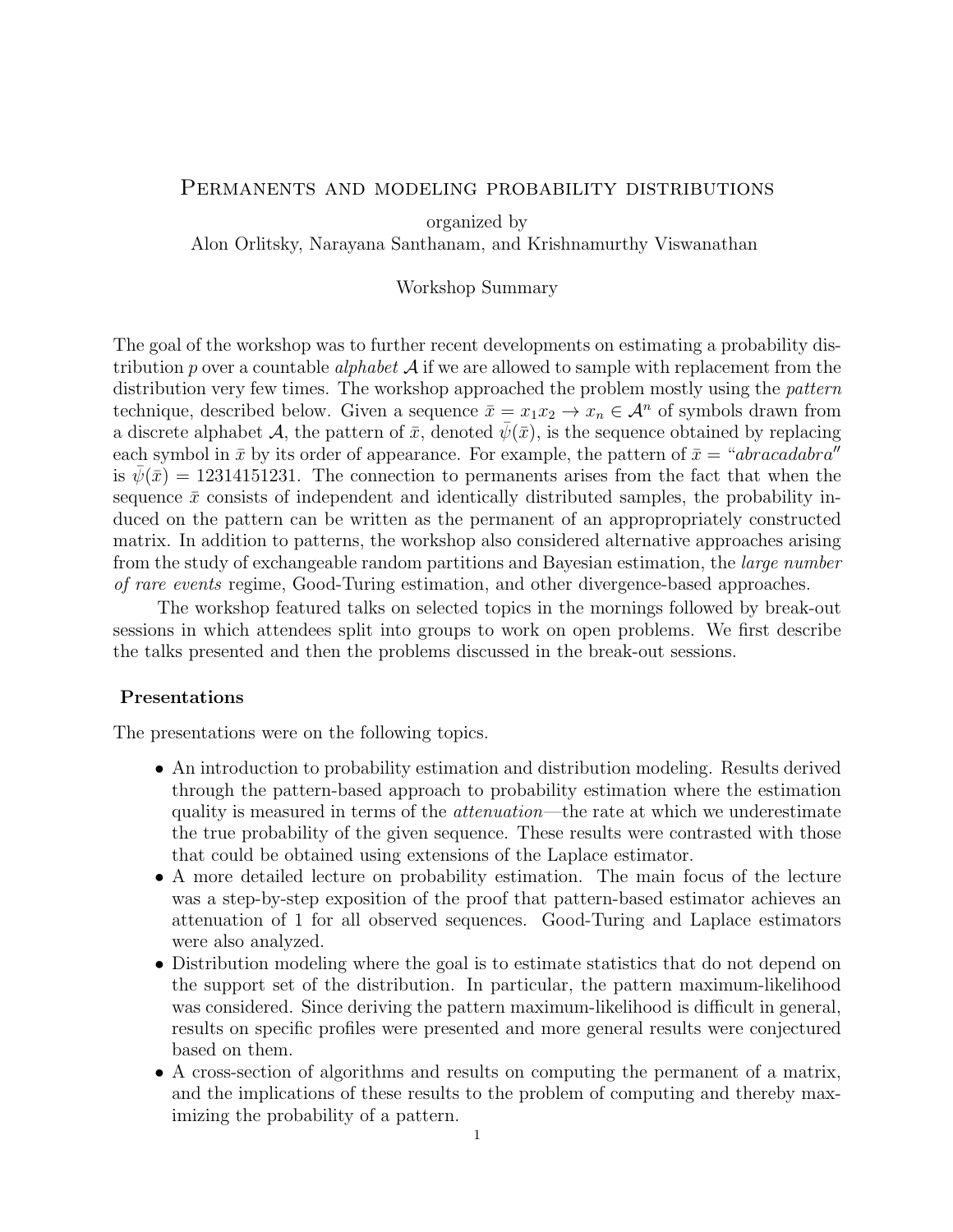# Permanents and modeling probability distributions

organized by
Alon Orlitsky, Narayana Santhanam, and Krishnamurthy Viswanathan

Workshop Summary

The goal of the workshop was to further recent developments on estimating a probability distribution $p$ over a countable *alphabet* $\mathcal{A}$ if we are allowed to sample with replacement from the distribution very few times. The workshop approached the problem mostly using the *pattern* technique, described below. Given a sequence $\bar{x} = x_1 x_2 \to x_n \in \mathcal{A}^n$ of symbols drawn from a discrete alphabet $\mathcal{A}$, the pattern of $\bar{x}$, denoted $\bar{\psi}(\bar{x})$, is the sequence obtained by replacing each symbol in $\bar{x}$ by its order of appearance. For example, the pattern of $\bar{x} =$ "*abracadabra*" is $\bar{\psi}(\bar{x}) = 12314151231$. The connection to permanents arises from the fact that when the sequence $\bar{x}$ consists of independent and identically distributed samples, the probability induced on the pattern can be written as the permanent of an appropropriately constructed matrix. In addition to patterns, the workshop also considered alternative approaches arising from the study of exchangeable random partitions and Bayesian estimation, the *large number of rare events* regime, Good-Turing estimation, and other divergence-based approaches.

The workshop featured talks on selected topics in the mornings followed by break-out sessions in which attendees split into groups to work on open problems. We first describe the talks presented and then the problems discussed in the break-out sessions.

### Presentations

The presentations were on the following topics.

- An introduction to probability estimation and distribution modeling. Results derived through the pattern-based approach to probability estimation where the estimation quality is measured in terms of the *attenuation*—the rate at which we underestimate the true probability of the given sequence. These results were contrasted with those that could be obtained using extensions of the Laplace estimator.
- A more detailed lecture on probability estimation. The main focus of the lecture was a step-by-step exposition of the proof that pattern-based estimator achieves an attenuation of 1 for all observed sequences. Good-Turing and Laplace estimators were also analyzed.
- Distribution modeling where the goal is to estimate statistics that do not depend on the support set of the distribution. In particular, the pattern maximum-likelihood was considered. Since deriving the pattern maximum-likelihood is difficult in general, results on specific profiles were presented and more general results were conjectured based on them.
- A cross-section of algorithms and results on computing the permanent of a matrix, and the implications of these results to the problem of computing and thereby maximizing the probability of a pattern.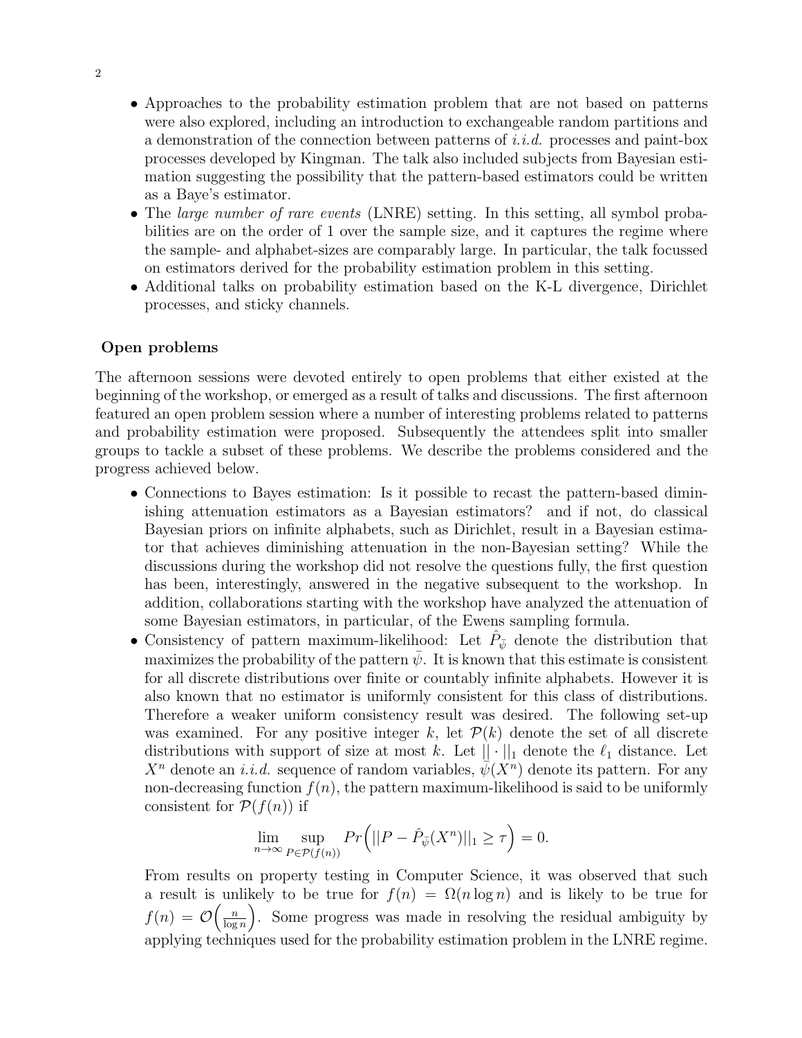- Approaches to the probability estimation problem that are not based on patterns were also explored, including an introduction to exchangeable random partitions and a demonstration of the connection between patterns of *i.i.d.* processes and paint-box processes developed by Kingman. The talk also included subjects from Bayesian estimation suggesting the possibility that the pattern-based estimators could be written as a Baye's estimator.
- The *large number of rare events* (LNRE) setting. In this setting, all symbol probabilities are on the order of 1 over the sample size, and it captures the regime where the sample- and alphabet-sizes are comparably large. In particular, the talk focussed on estimators derived for the probability estimation problem in this setting.
- Additional talks on probability estimation based on the K-L divergence, Dirichlet processes, and sticky channels.

### Open problems

The afternoon sessions were devoted entirely to open problems that either existed at the beginning of the workshop, or emerged as a result of talks and discussions. The first afternoon featured an open problem session where a number of interesting problems related to patterns and probability estimation were proposed. Subsequently the attendees split into smaller groups to tackle a subset of these problems. We describe the problems considered and the progress achieved below.

- Connections to Bayes estimation: Is it possible to recast the pattern-based diminishing attenuation estimators as a Bayesian estimators? and if not, do classical Bayesian priors on infinite alphabets, such as Dirichlet, result in a Bayesian estimator that achieves diminishing attenuation in the non-Bayesian setting? While the discussions during the workshop did not resolve the questions fully, the first question has been, interestingly, answered in the negative subsequent to the workshop. In addition, collaborations starting with the workshop have analyzed the attenuation of some Bayesian estimators, in particular, of the Ewens sampling formula.
- Consistency of pattern maximum-likelihood: Let $\hat{P}_{\bar{\psi}}$ denote the distribution that maximizes the probability of the pattern $\bar{\psi}$. It is known that this estimate is consistent for all discrete distributions over finite or countably infinite alphabets. However it is also known that no estimator is uniformly consistent for this class of distributions. Therefore a weaker uniform consistency result was desired. The following set-up was examined. For any positive integer $k$, let $\mathcal{P}(k)$ denote the set of all discrete distributions with support of size at most $k$. Let $||\cdot||_1$ denote the $\ell_1$ distance. Let $X^n$ denote an *i.i.d.* sequence of random variables, $\bar{\psi}(X^n)$ denote its pattern. For any non-decreasing function $f(n)$, the pattern maximum-likelihood is said to be uniformly consistent for $\mathcal{P}(f(n))$ if

$$\lim_{n\to\infty} \sup_{P\in\mathcal{P}(f(n))} Pr\Big(||P - \hat{P}_{\bar{\psi}}(X^n)||_1 \geq \tau\Big) = 0.$$

From results on property testing in Computer Science, it was observed that such a result is unlikely to be true for $f(n) = \Omega(n \log n)$ and is likely to be true for $f(n) = \mathcal{O}\Big(\frac{n}{\log n}\Big)$. Some progress was made in resolving the residual ambiguity by applying techniques used for the probability estimation problem in the LNRE regime.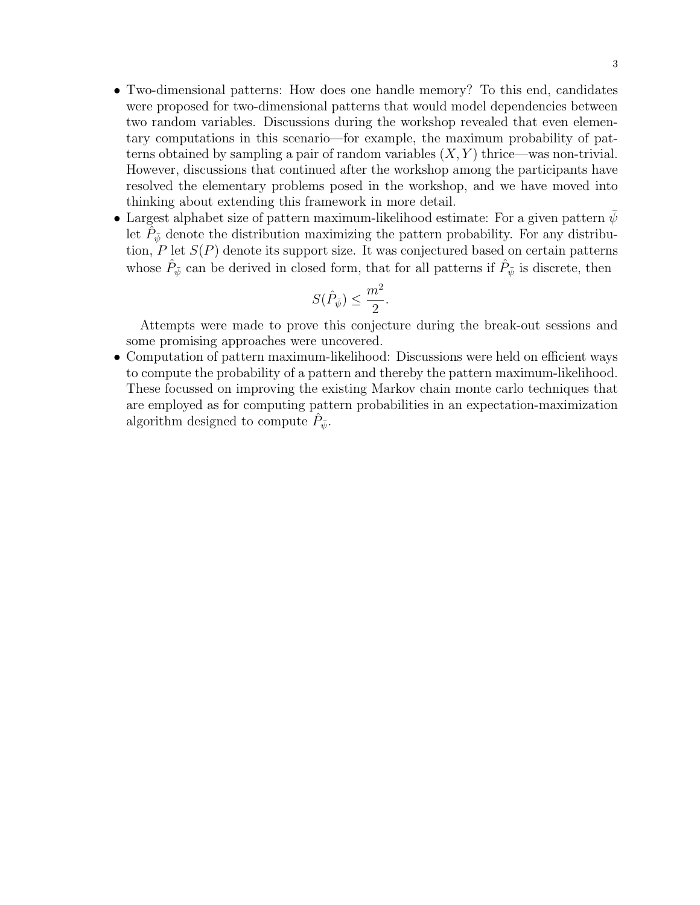- Two-dimensional patterns: How does one handle memory? To this end, candidates were proposed for two-dimensional patterns that would model dependencies between two random variables. Discussions during the workshop revealed that even elementary computations in this scenario—for example, the maximum probability of patterns obtained by sampling a pair of random variables $(X, Y)$ thrice—was non-trivial. However, discussions that continued after the workshop among the participants have resolved the elementary problems posed in the workshop, and we have moved into thinking about extending this framework in more detail.
- Largest alphabet size of pattern maximum-likelihood estimate: For a given pattern $\bar{\psi}$ let $\hat{P}_{\bar{\psi}}$ denote the distribution maximizing the pattern probability. For any distribution, $P$ let $S(P)$ denote its support size. It was conjectured based on certain patterns whose $\hat{P}_{\bar{\psi}}$ can be derived in closed form, that for all patterns if $\hat{P}_{\bar{\psi}}$ is discrete, then

  $$S(\hat{P}_{\bar{\psi}}) \leq \frac{m^2}{2}.$$

  Attempts were made to prove this conjecture during the break-out sessions and some promising approaches were uncovered.
- Computation of pattern maximum-likelihood: Discussions were held on efficient ways to compute the probability of a pattern and thereby the pattern maximum-likelihood. These focussed on improving the existing Markov chain monte carlo techniques that are employed as for computing pattern probabilities in an expectation-maximization algorithm designed to compute $\hat{P}_{\bar{\psi}}$.